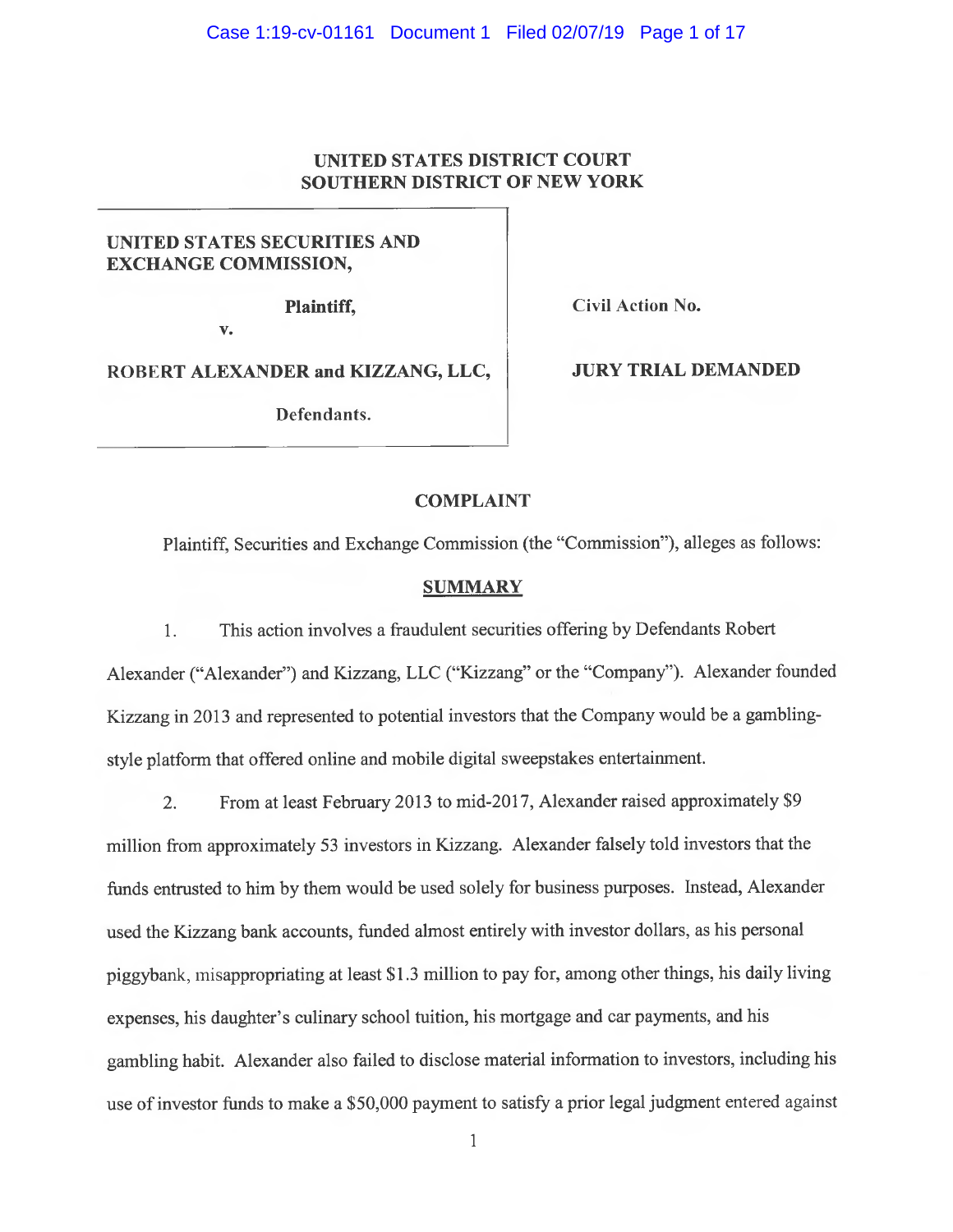**UNITED STATES DISTRICT COURT**
**SOUTHERN DISTRICT OF NEW YORK**

| | |
|---|---|
| **UNITED STATES SECURITIES AND EXCHANGE COMMISSION,** | |
| **Plaintiff,** | **Civil Action No.** |
| **v.** | |
| **ROBERT ALEXANDER and KIZZANG, LLC,** | **JURY TRIAL DEMANDED** |
| **Defendants.** | |

# COMPLAINT

Plaintiff, Securities and Exchange Commission (the "Commission"), alleges as follows:

## SUMMARY

1. This action involves a fraudulent securities offering by Defendants Robert Alexander ("Alexander") and Kizzang, LLC ("Kizzang" or the "Company"). Alexander founded Kizzang in 2013 and represented to potential investors that the Company would be a gambling-style platform that offered online and mobile digital sweepstakes entertainment.

2. From at least February 2013 to mid-2017, Alexander raised approximately $9 million from approximately 53 investors in Kizzang. Alexander falsely told investors that the funds entrusted to him by them would be used solely for business purposes. Instead, Alexander used the Kizzang bank accounts, funded almost entirely with investor dollars, as his personal piggybank, misappropriating at least $1.3 million to pay for, among other things, his daily living expenses, his daughter's culinary school tuition, his mortgage and car payments, and his gambling habit. Alexander also failed to disclose material information to investors, including his use of investor funds to make a $50,000 payment to satisfy a prior legal judgment entered against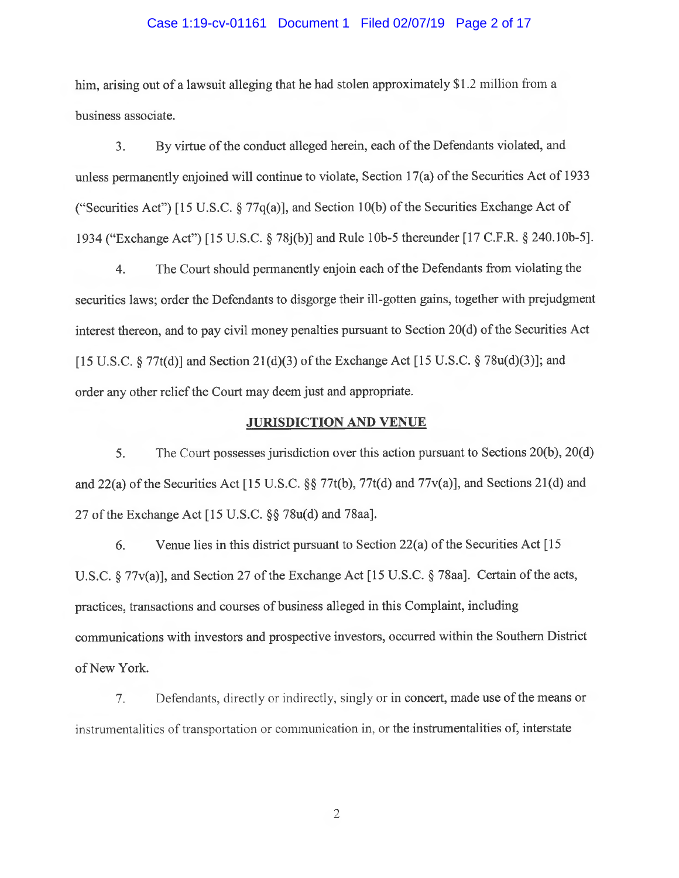him, arising out of a lawsuit alleging that he had stolen approximately $1.2 million from a business associate.

3. By virtue of the conduct alleged herein, each of the Defendants violated, and unless permanently enjoined will continue to violate, Section 17(a) of the Securities Act of 1933 ("Securities Act") [15 U.S.C. § 77q(a)], and Section 10(b) of the Securities Exchange Act of 1934 ("Exchange Act") [15 U.S.C. § 78j(b)] and Rule 10b-5 thereunder [17 C.F.R. § 240.10b-5].

4. The Court should permanently enjoin each of the Defendants from violating the securities laws; order the Defendants to disgorge their ill-gotten gains, together with prejudgment interest thereon, and to pay civil money penalties pursuant to Section 20(d) of the Securities Act [15 U.S.C. § 77t(d)] and Section 21(d)(3) of the Exchange Act [15 U.S.C. § 78u(d)(3)]; and order any other relief the Court may deem just and appropriate.

## JURISDICTION AND VENUE

5. The Court possesses jurisdiction over this action pursuant to Sections 20(b), 20(d) and 22(a) of the Securities Act [15 U.S.C. §§ 77t(b), 77t(d) and 77v(a)], and Sections 21(d) and 27 of the Exchange Act [15 U.S.C. §§ 78u(d) and 78aa].

6. Venue lies in this district pursuant to Section 22(a) of the Securities Act [15 U.S.C. § 77v(a)], and Section 27 of the Exchange Act [15 U.S.C. § 78aa]. Certain of the acts, practices, transactions and courses of business alleged in this Complaint, including communications with investors and prospective investors, occurred within the Southern District of New York.

7. Defendants, directly or indirectly, singly or in concert, made use of the means or instrumentalities of transportation or communication in, or the instrumentalities of, interstate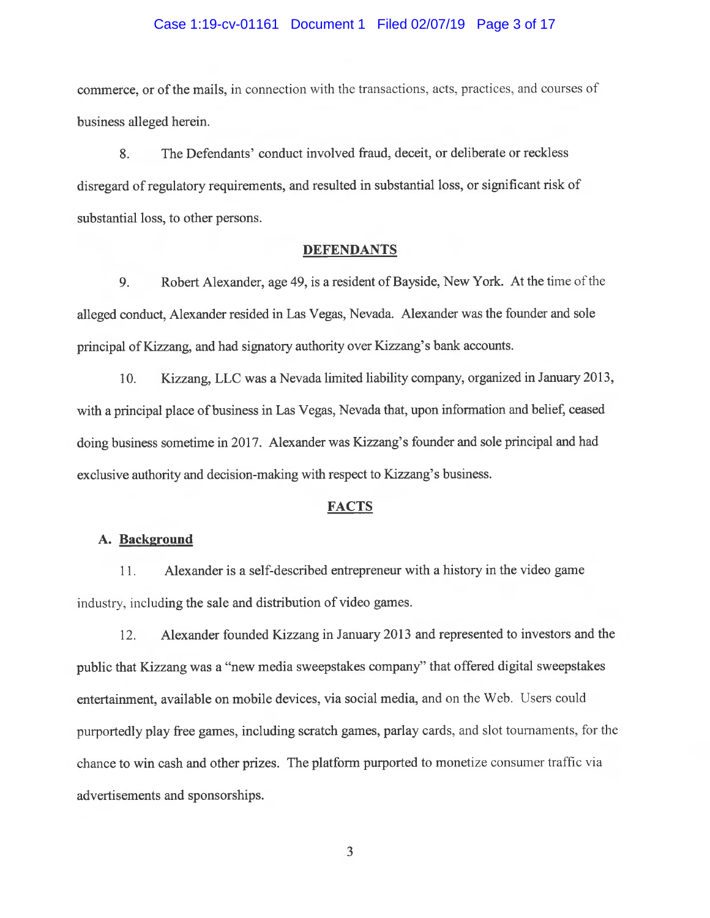commerce, or of the mails, in connection with the transactions, acts, practices, and courses of business alleged herein.

8. The Defendants' conduct involved fraud, deceit, or deliberate or reckless disregard of regulatory requirements, and resulted in substantial loss, or significant risk of substantial loss, to other persons.

## DEFENDANTS

9. Robert Alexander, age 49, is a resident of Bayside, New York. At the time of the alleged conduct, Alexander resided in Las Vegas, Nevada. Alexander was the founder and sole principal of Kizzang, and had signatory authority over Kizzang's bank accounts.

10. Kizzang, LLC was a Nevada limited liability company, organized in January 2013, with a principal place of business in Las Vegas, Nevada that, upon information and belief, ceased doing business sometime in 2017. Alexander was Kizzang's founder and sole principal and had exclusive authority and decision-making with respect to Kizzang's business.

## FACTS

### A. Background

11. Alexander is a self-described entrepreneur with a history in the video game industry, including the sale and distribution of video games.

12. Alexander founded Kizzang in January 2013 and represented to investors and the public that Kizzang was a "new media sweepstakes company" that offered digital sweepstakes entertainment, available on mobile devices, via social media, and on the Web. Users could purportedly play free games, including scratch games, parlay cards, and slot tournaments, for the chance to win cash and other prizes. The platform purported to monetize consumer traffic via advertisements and sponsorships.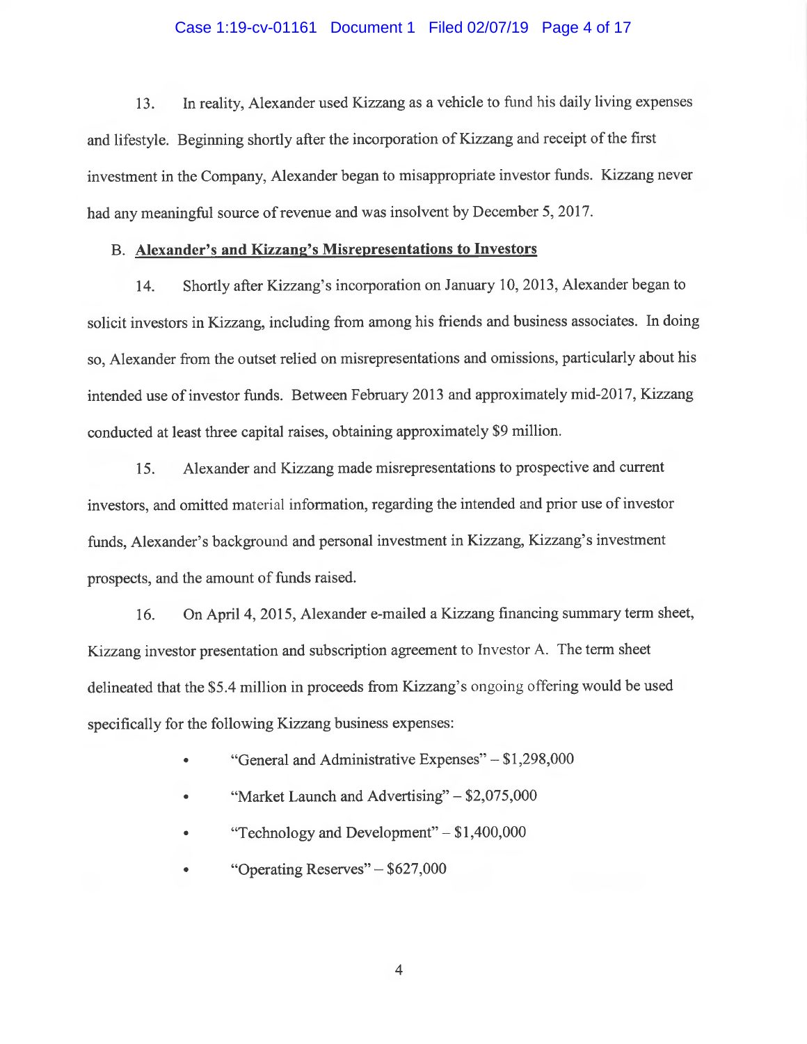13. In reality, Alexander used Kizzang as a vehicle to fund his daily living expenses and lifestyle. Beginning shortly after the incorporation of Kizzang and receipt of the first investment in the Company, Alexander began to misappropriate investor funds. Kizzang never had any meaningful source of revenue and was insolvent by December 5, 2017.

B. **<u>Alexander's and Kizzang's Misrepresentations to Investors</u>**

14. Shortly after Kizzang's incorporation on January 10, 2013, Alexander began to solicit investors in Kizzang, including from among his friends and business associates. In doing so, Alexander from the outset relied on misrepresentations and omissions, particularly about his intended use of investor funds. Between February 2013 and approximately mid-2017, Kizzang conducted at least three capital raises, obtaining approximately $9 million.

15. Alexander and Kizzang made misrepresentations to prospective and current investors, and omitted material information, regarding the intended and prior use of investor funds, Alexander's background and personal investment in Kizzang, Kizzang's investment prospects, and the amount of funds raised.

16. On April 4, 2015, Alexander e-mailed a Kizzang financing summary term sheet, Kizzang investor presentation and subscription agreement to Investor A. The term sheet delineated that the $5.4 million in proceeds from Kizzang's ongoing offering would be used specifically for the following Kizzang business expenses:

- "General and Administrative Expenses" – $1,298,000
- "Market Launch and Advertising" – $2,075,000
- "Technology and Development" – $1,400,000
- "Operating Reserves" – $627,000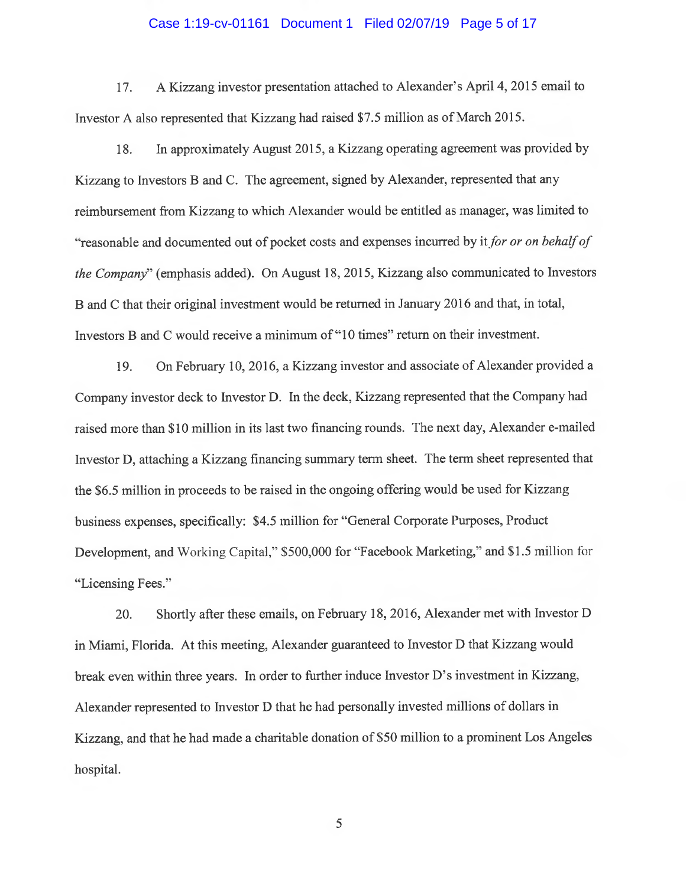17. A Kizzang investor presentation attached to Alexander's April 4, 2015 email to Investor A also represented that Kizzang had raised $7.5 million as of March 2015.

18. In approximately August 2015, a Kizzang operating agreement was provided by Kizzang to Investors B and C. The agreement, signed by Alexander, represented that any reimbursement from Kizzang to which Alexander would be entitled as manager, was limited to "reasonable and documented out of pocket costs and expenses incurred by it *for or on behalf of the Company*" (emphasis added). On August 18, 2015, Kizzang also communicated to Investors B and C that their original investment would be returned in January 2016 and that, in total, Investors B and C would receive a minimum of "10 times" return on their investment.

19. On February 10, 2016, a Kizzang investor and associate of Alexander provided a Company investor deck to Investor D. In the deck, Kizzang represented that the Company had raised more than $10 million in its last two financing rounds. The next day, Alexander e-mailed Investor D, attaching a Kizzang financing summary term sheet. The term sheet represented that the $6.5 million in proceeds to be raised in the ongoing offering would be used for Kizzang business expenses, specifically: $4.5 million for "General Corporate Purposes, Product Development, and Working Capital," $500,000 for "Facebook Marketing," and $1.5 million for "Licensing Fees."

20. Shortly after these emails, on February 18, 2016, Alexander met with Investor D in Miami, Florida. At this meeting, Alexander guaranteed to Investor D that Kizzang would break even within three years. In order to further induce Investor D's investment in Kizzang, Alexander represented to Investor D that he had personally invested millions of dollars in Kizzang, and that he had made a charitable donation of $50 million to a prominent Los Angeles hospital.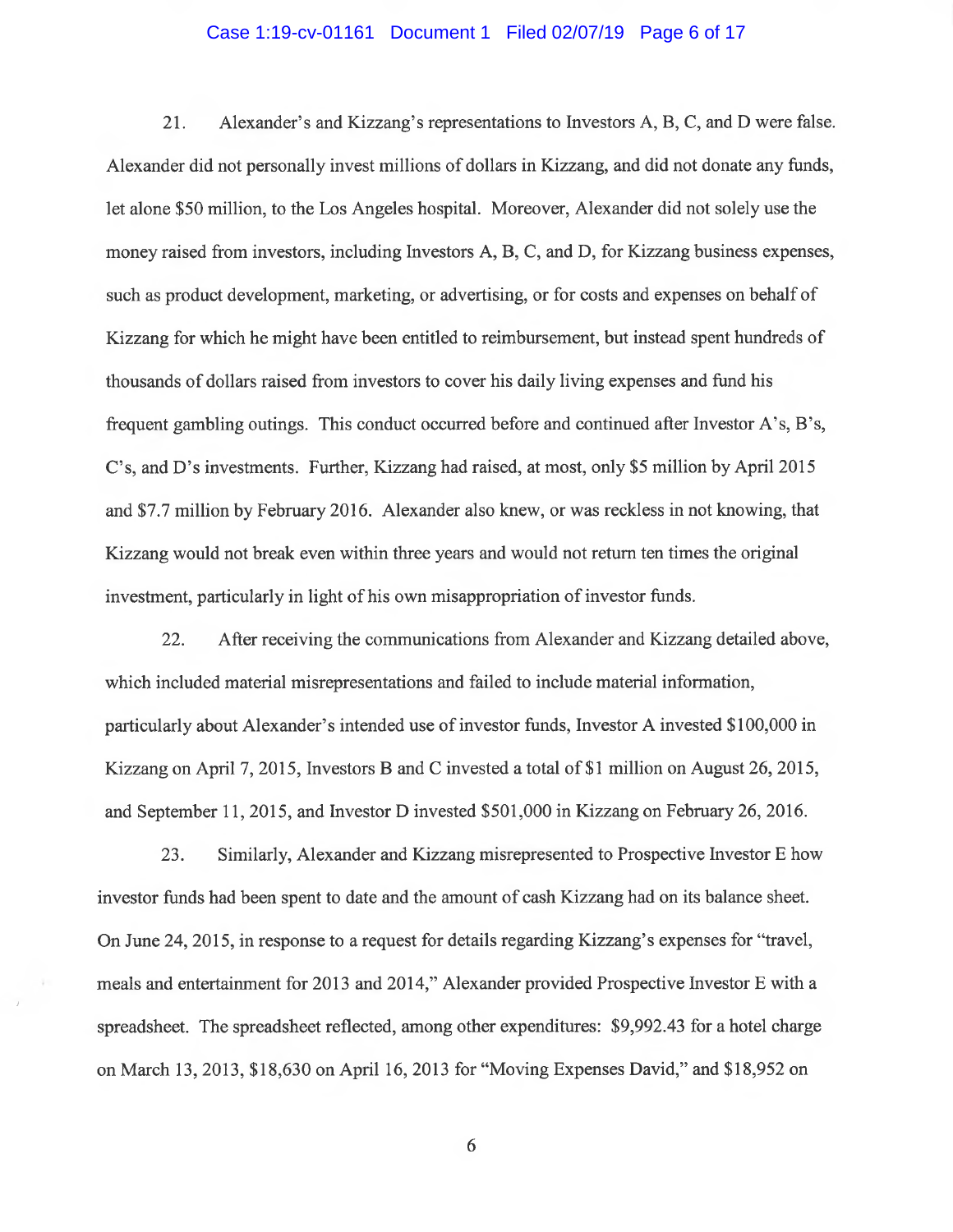21. Alexander's and Kizzang's representations to Investors A, B, C, and D were false. Alexander did not personally invest millions of dollars in Kizzang, and did not donate any funds, let alone $50 million, to the Los Angeles hospital. Moreover, Alexander did not solely use the money raised from investors, including Investors A, B, C, and D, for Kizzang business expenses, such as product development, marketing, or advertising, or for costs and expenses on behalf of Kizzang for which he might have been entitled to reimbursement, but instead spent hundreds of thousands of dollars raised from investors to cover his daily living expenses and fund his frequent gambling outings. This conduct occurred before and continued after Investor A's, B's, C's, and D's investments. Further, Kizzang had raised, at most, only $5 million by April 2015 and $7.7 million by February 2016. Alexander also knew, or was reckless in not knowing, that Kizzang would not break even within three years and would not return ten times the original investment, particularly in light of his own misappropriation of investor funds.

22. After receiving the communications from Alexander and Kizzang detailed above, which included material misrepresentations and failed to include material information, particularly about Alexander's intended use of investor funds, Investor A invested $100,000 in Kizzang on April 7, 2015, Investors B and C invested a total of $1 million on August 26, 2015, and September 11, 2015, and Investor D invested $501,000 in Kizzang on February 26, 2016.

23. Similarly, Alexander and Kizzang misrepresented to Prospective Investor E how investor funds had been spent to date and the amount of cash Kizzang had on its balance sheet. On June 24, 2015, in response to a request for details regarding Kizzang's expenses for "travel, meals and entertainment for 2013 and 2014," Alexander provided Prospective Investor E with a spreadsheet. The spreadsheet reflected, among other expenditures: $9,992.43 for a hotel charge on March 13, 2013, $18,630 on April 16, 2013 for "Moving Expenses David," and $18,952 on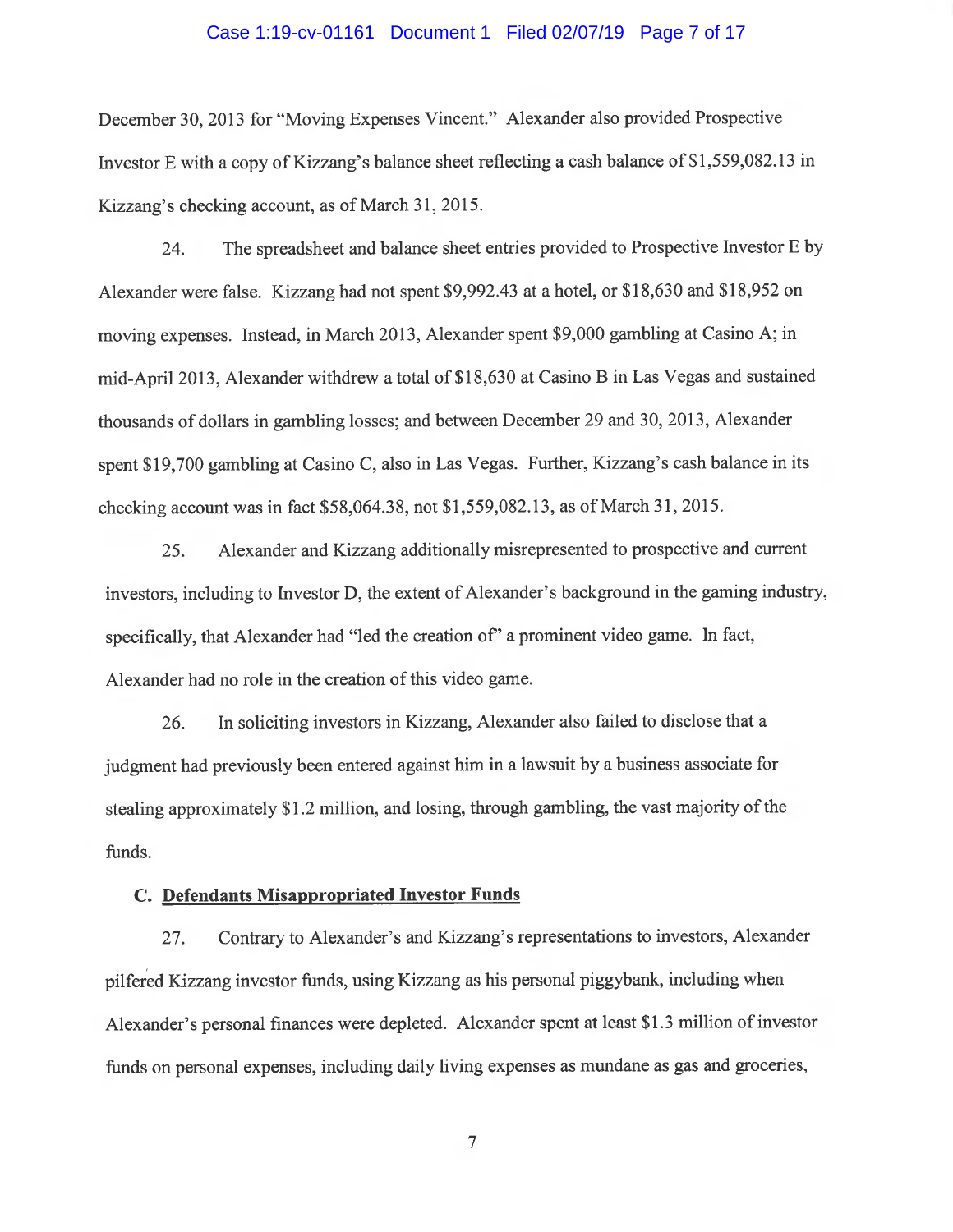December 30, 2013 for "Moving Expenses Vincent." Alexander also provided Prospective Investor E with a copy of Kizzang's balance sheet reflecting a cash balance of $1,559,082.13 in Kizzang's checking account, as of March 31, 2015.

24. The spreadsheet and balance sheet entries provided to Prospective Investor E by Alexander were false. Kizzang had not spent $9,992.43 at a hotel, or $18,630 and $18,952 on moving expenses. Instead, in March 2013, Alexander spent $9,000 gambling at Casino A; in mid-April 2013, Alexander withdrew a total of $18,630 at Casino B in Las Vegas and sustained thousands of dollars in gambling losses; and between December 29 and 30, 2013, Alexander spent $19,700 gambling at Casino C, also in Las Vegas. Further, Kizzang's cash balance in its checking account was in fact $58,064.38, not $1,559,082.13, as of March 31, 2015.

25. Alexander and Kizzang additionally misrepresented to prospective and current investors, including to Investor D, the extent of Alexander's background in the gaming industry, specifically, that Alexander had "led the creation of" a prominent video game. In fact, Alexander had no role in the creation of this video game.

26. In soliciting investors in Kizzang, Alexander also failed to disclose that a judgment had previously been entered against him in a lawsuit by a business associate for stealing approximately $1.2 million, and losing, through gambling, the vast majority of the funds.

### C. **Defendants Misappropriated Investor Funds**

27. Contrary to Alexander's and Kizzang's representations to investors, Alexander pilfered Kizzang investor funds, using Kizzang as his personal piggybank, including when Alexander's personal finances were depleted. Alexander spent at least $1.3 million of investor funds on personal expenses, including daily living expenses as mundane as gas and groceries,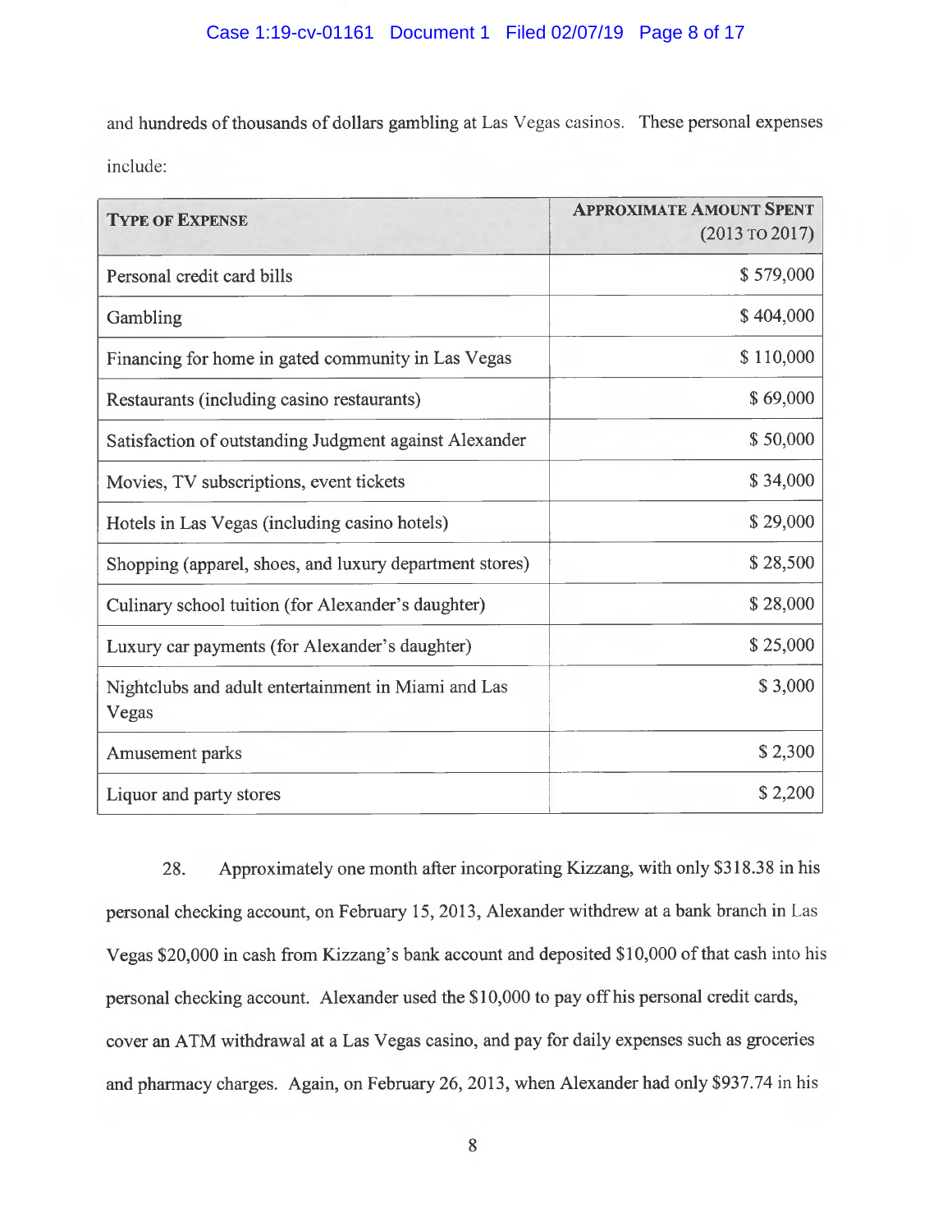and hundreds of thousands of dollars gambling at Las Vegas casinos. These personal expenses include:

| **TYPE OF EXPENSE** | **APPROXIMATE AMOUNT SPENT** (2013 TO 2017) |
|---|---:|
| Personal credit card bills | $ 579,000 |
| Gambling | $ 404,000 |
| Financing for home in gated community in Las Vegas | $ 110,000 |
| Restaurants (including casino restaurants) | $ 69,000 |
| Satisfaction of outstanding Judgment against Alexander | $ 50,000 |
| Movies, TV subscriptions, event tickets | $ 34,000 |
| Hotels in Las Vegas (including casino hotels) | $ 29,000 |
| Shopping (apparel, shoes, and luxury department stores) | $ 28,500 |
| Culinary school tuition (for Alexander's daughter) | $ 28,000 |
| Luxury car payments (for Alexander's daughter) | $ 25,000 |
| Nightclubs and adult entertainment in Miami and Las Vegas | $ 3,000 |
| Amusement parks | $ 2,300 |
| Liquor and party stores | $ 2,200 |

28. Approximately one month after incorporating Kizzang, with only $318.38 in his personal checking account, on February 15, 2013, Alexander withdrew at a bank branch in Las Vegas $20,000 in cash from Kizzang's bank account and deposited $10,000 of that cash into his personal checking account. Alexander used the $10,000 to pay off his personal credit cards, cover an ATM withdrawal at a Las Vegas casino, and pay for daily expenses such as groceries and pharmacy charges. Again, on February 26, 2013, when Alexander had only $937.74 in his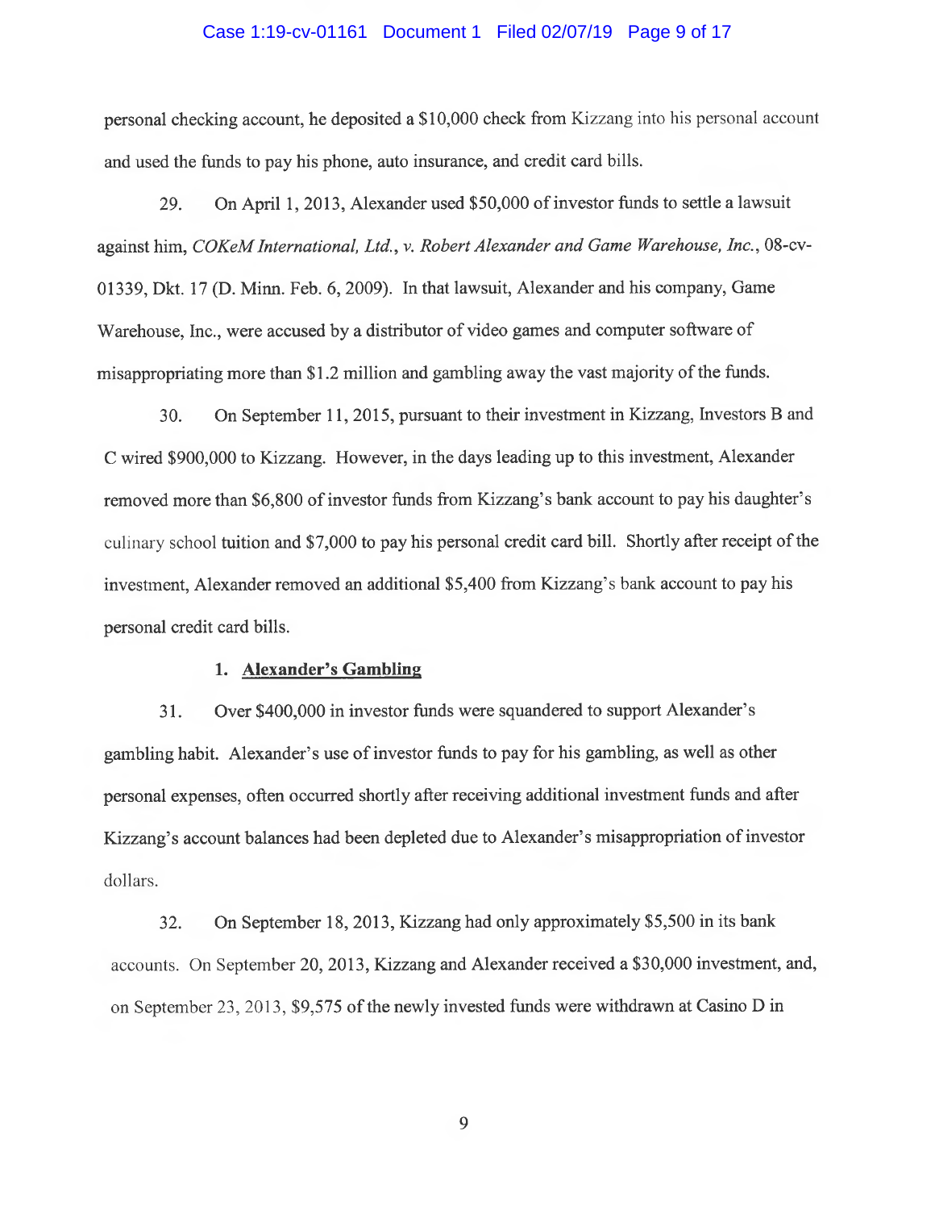personal checking account, he deposited a $10,000 check from Kizzang into his personal account and used the funds to pay his phone, auto insurance, and credit card bills.

29. On April 1, 2013, Alexander used $50,000 of investor funds to settle a lawsuit against him, *COKeM International, Ltd., v. Robert Alexander and Game Warehouse, Inc.*, 08-cv-01339, Dkt. 17 (D. Minn. Feb. 6, 2009). In that lawsuit, Alexander and his company, Game Warehouse, Inc., were accused by a distributor of video games and computer software of misappropriating more than $1.2 million and gambling away the vast majority of the funds.

30. On September 11, 2015, pursuant to their investment in Kizzang, Investors B and C wired $900,000 to Kizzang. However, in the days leading up to this investment, Alexander removed more than $6,800 of investor funds from Kizzang's bank account to pay his daughter's culinary school tuition and $7,000 to pay his personal credit card bill. Shortly after receipt of the investment, Alexander removed an additional $5,400 from Kizzang's bank account to pay his personal credit card bills.

### 1. <u>Alexander's Gambling</u>

31. Over $400,000 in investor funds were squandered to support Alexander's gambling habit. Alexander's use of investor funds to pay for his gambling, as well as other personal expenses, often occurred shortly after receiving additional investment funds and after Kizzang's account balances had been depleted due to Alexander's misappropriation of investor dollars.

32. On September 18, 2013, Kizzang had only approximately $5,500 in its bank accounts. On September 20, 2013, Kizzang and Alexander received a $30,000 investment, and, on September 23, 2013, $9,575 of the newly invested funds were withdrawn at Casino D in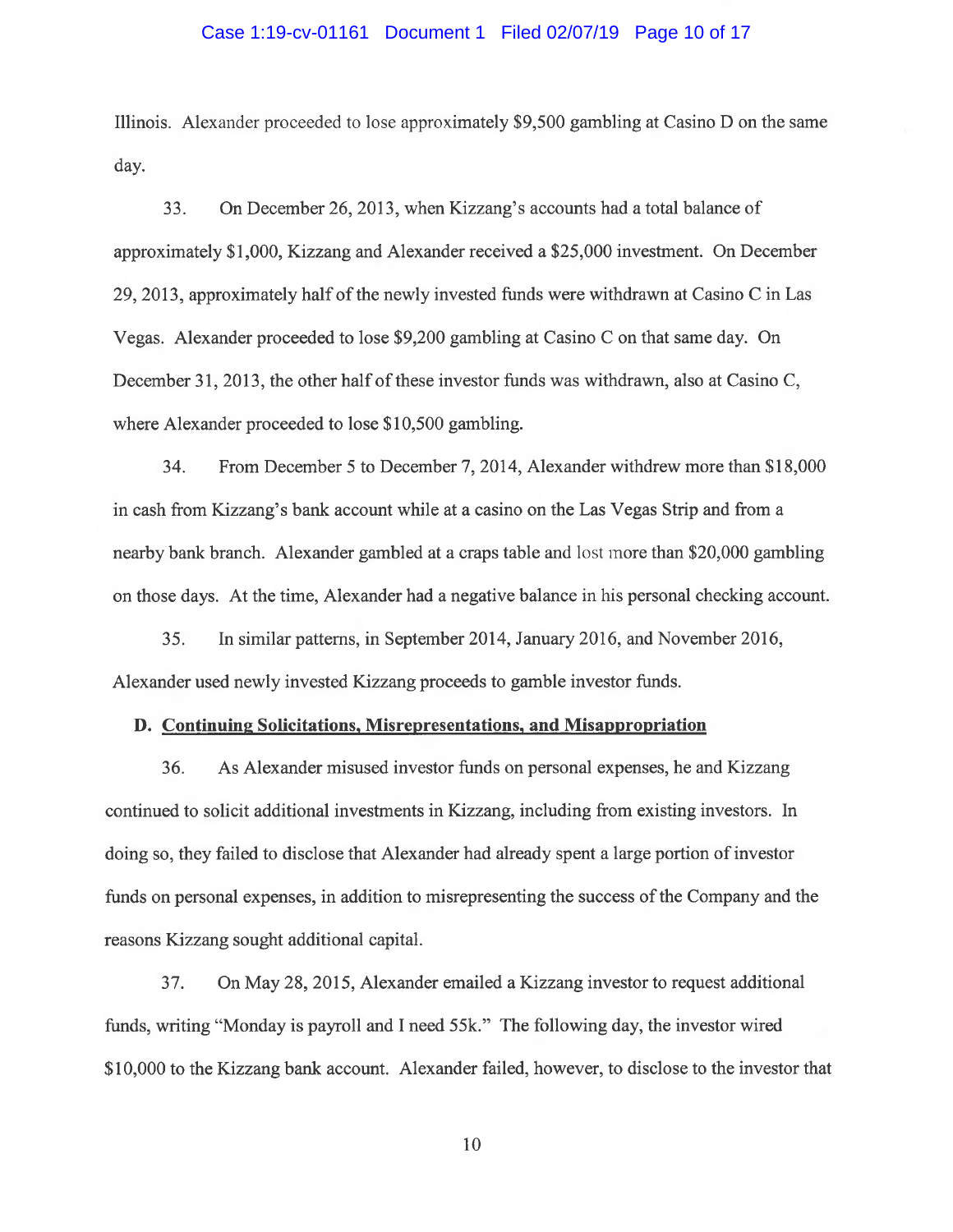Illinois. Alexander proceeded to lose approximately $9,500 gambling at Casino D on the same day.

33. On December 26, 2013, when Kizzang's accounts had a total balance of approximately $1,000, Kizzang and Alexander received a $25,000 investment. On December 29, 2013, approximately half of the newly invested funds were withdrawn at Casino C in Las Vegas. Alexander proceeded to lose $9,200 gambling at Casino C on that same day. On December 31, 2013, the other half of these investor funds was withdrawn, also at Casino C, where Alexander proceeded to lose $10,500 gambling.

34. From December 5 to December 7, 2014, Alexander withdrew more than $18,000 in cash from Kizzang's bank account while at a casino on the Las Vegas Strip and from a nearby bank branch. Alexander gambled at a craps table and lost more than $20,000 gambling on those days. At the time, Alexander had a negative balance in his personal checking account.

35. In similar patterns, in September 2014, January 2016, and November 2016, Alexander used newly invested Kizzang proceeds to gamble investor funds.

### D. Continuing Solicitations, Misrepresentations, and Misappropriation

36. As Alexander misused investor funds on personal expenses, he and Kizzang continued to solicit additional investments in Kizzang, including from existing investors. In doing so, they failed to disclose that Alexander had already spent a large portion of investor funds on personal expenses, in addition to misrepresenting the success of the Company and the reasons Kizzang sought additional capital.

37. On May 28, 2015, Alexander emailed a Kizzang investor to request additional funds, writing "Monday is payroll and I need 55k." The following day, the investor wired $10,000 to the Kizzang bank account. Alexander failed, however, to disclose to the investor that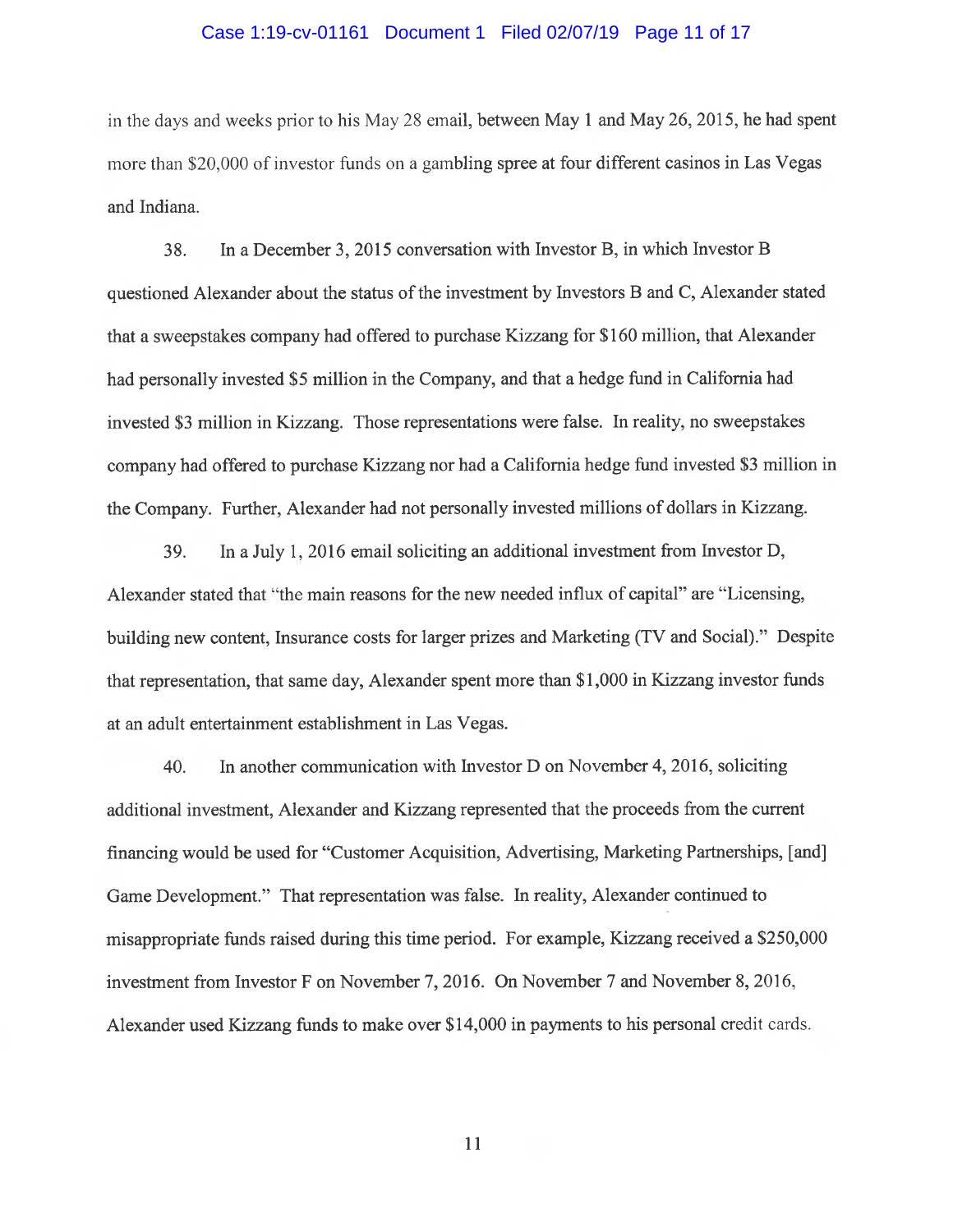in the days and weeks prior to his May 28 email, between May 1 and May 26, 2015, he had spent more than $20,000 of investor funds on a gambling spree at four different casinos in Las Vegas and Indiana.

38. In a December 3, 2015 conversation with Investor B, in which Investor B questioned Alexander about the status of the investment by Investors B and C, Alexander stated that a sweepstakes company had offered to purchase Kizzang for $160 million, that Alexander had personally invested $5 million in the Company, and that a hedge fund in California had invested $3 million in Kizzang. Those representations were false. In reality, no sweepstakes company had offered to purchase Kizzang nor had a California hedge fund invested $3 million in the Company. Further, Alexander had not personally invested millions of dollars in Kizzang.

39. In a July 1, 2016 email soliciting an additional investment from Investor D, Alexander stated that "the main reasons for the new needed influx of capital" are "Licensing, building new content, Insurance costs for larger prizes and Marketing (TV and Social)." Despite that representation, that same day, Alexander spent more than $1,000 in Kizzang investor funds at an adult entertainment establishment in Las Vegas.

40. In another communication with Investor D on November 4, 2016, soliciting additional investment, Alexander and Kizzang represented that the proceeds from the current financing would be used for "Customer Acquisition, Advertising, Marketing Partnerships, [and] Game Development." That representation was false. In reality, Alexander continued to misappropriate funds raised during this time period. For example, Kizzang received a $250,000 investment from Investor F on November 7, 2016. On November 7 and November 8, 2016, Alexander used Kizzang funds to make over $14,000 in payments to his personal credit cards.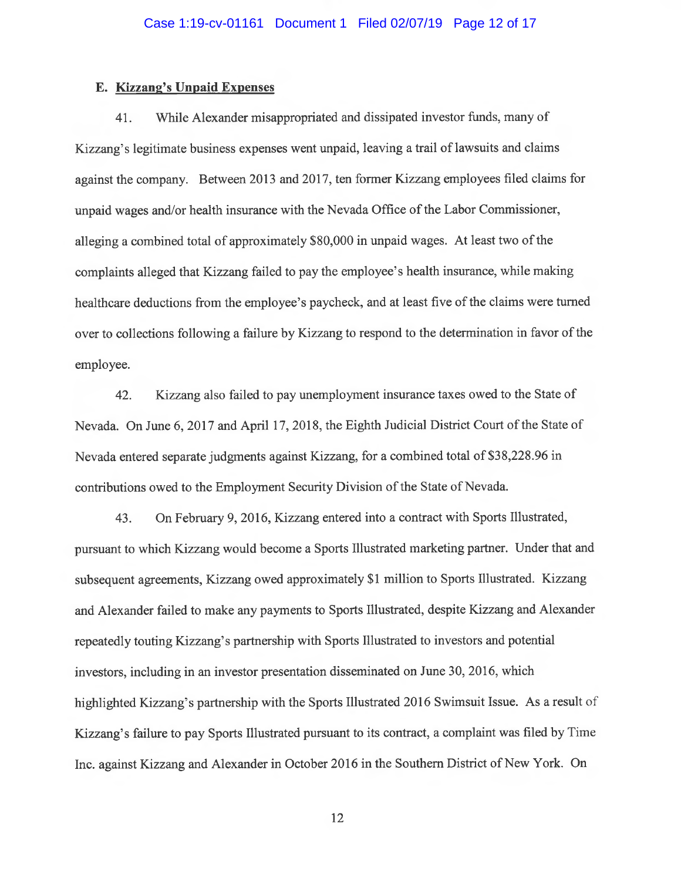### E. **Kizzang's Unpaid Expenses**

41. While Alexander misappropriated and dissipated investor funds, many of Kizzang's legitimate business expenses went unpaid, leaving a trail of lawsuits and claims against the company. Between 2013 and 2017, ten former Kizzang employees filed claims for unpaid wages and/or health insurance with the Nevada Office of the Labor Commissioner, alleging a combined total of approximately $80,000 in unpaid wages. At least two of the complaints alleged that Kizzang failed to pay the employee's health insurance, while making healthcare deductions from the employee's paycheck, and at least five of the claims were turned over to collections following a failure by Kizzang to respond to the determination in favor of the employee.

42. Kizzang also failed to pay unemployment insurance taxes owed to the State of Nevada. On June 6, 2017 and April 17, 2018, the Eighth Judicial District Court of the State of Nevada entered separate judgments against Kizzang, for a combined total of $38,228.96 in contributions owed to the Employment Security Division of the State of Nevada.

43. On February 9, 2016, Kizzang entered into a contract with Sports Illustrated, pursuant to which Kizzang would become a Sports Illustrated marketing partner. Under that and subsequent agreements, Kizzang owed approximately $1 million to Sports Illustrated. Kizzang and Alexander failed to make any payments to Sports Illustrated, despite Kizzang and Alexander repeatedly touting Kizzang's partnership with Sports Illustrated to investors and potential investors, including in an investor presentation disseminated on June 30, 2016, which highlighted Kizzang's partnership with the Sports Illustrated 2016 Swimsuit Issue. As a result of Kizzang's failure to pay Sports Illustrated pursuant to its contract, a complaint was filed by Time Inc. against Kizzang and Alexander in October 2016 in the Southern District of New York. On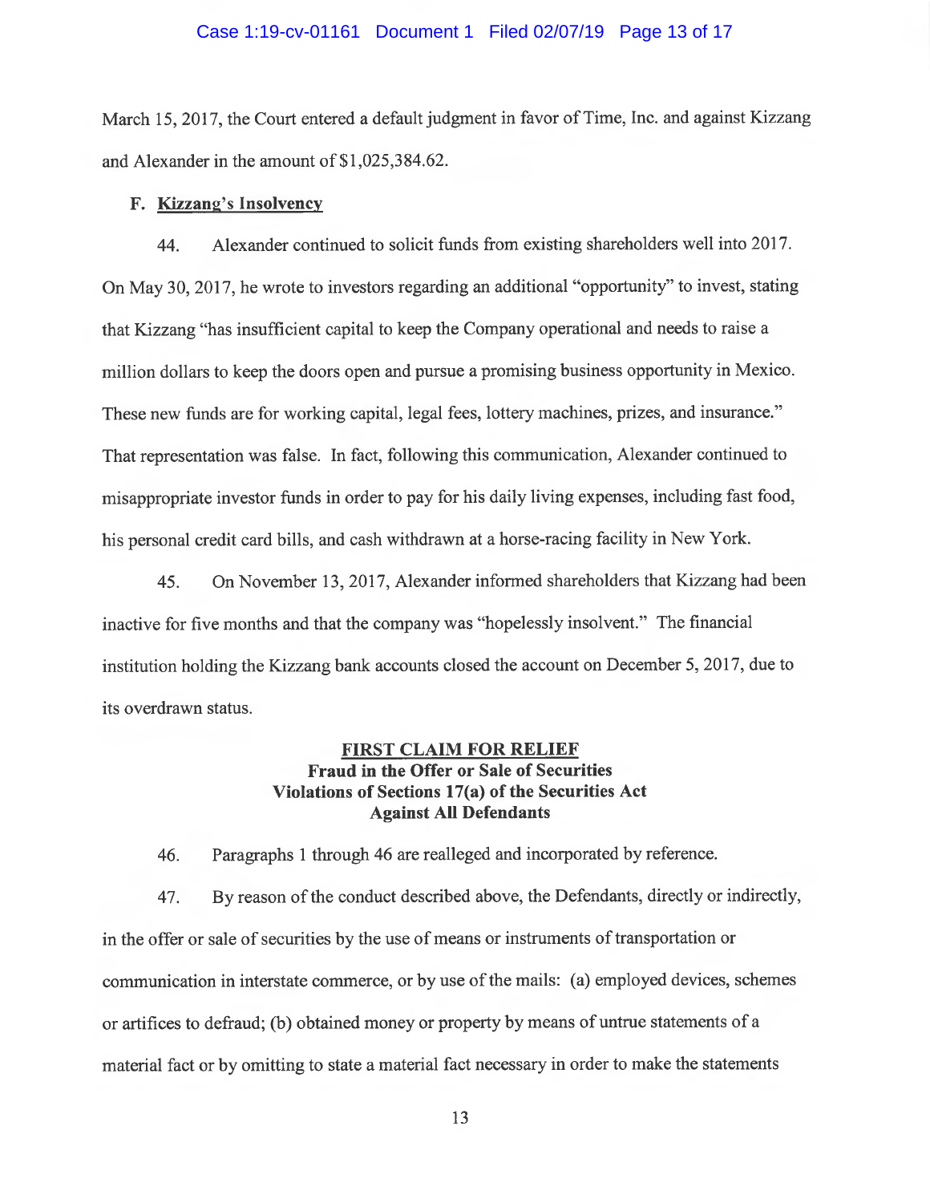March 15, 2017, the Court entered a default judgment in favor of Time, Inc. and against Kizzang and Alexander in the amount of $1,025,384.62.

### F. Kizzang's Insolvency

44. Alexander continued to solicit funds from existing shareholders well into 2017. On May 30, 2017, he wrote to investors regarding an additional "opportunity" to invest, stating that Kizzang "has insufficient capital to keep the Company operational and needs to raise a million dollars to keep the doors open and pursue a promising business opportunity in Mexico. These new funds are for working capital, legal fees, lottery machines, prizes, and insurance." That representation was false. In fact, following this communication, Alexander continued to misappropriate investor funds in order to pay for his daily living expenses, including fast food, his personal credit card bills, and cash withdrawn at a horse-racing facility in New York.

45. On November 13, 2017, Alexander informed shareholders that Kizzang had been inactive for five months and that the company was "hopelessly insolvent." The financial institution holding the Kizzang bank accounts closed the account on December 5, 2017, due to its overdrawn status.

## FIRST CLAIM FOR RELIEF
**Fraud in the Offer or Sale of Securities**
**Violations of Sections 17(a) of the Securities Act**
**Against All Defendants**

46. Paragraphs 1 through 46 are realleged and incorporated by reference.

47. By reason of the conduct described above, the Defendants, directly or indirectly, in the offer or sale of securities by the use of means or instruments of transportation or communication in interstate commerce, or by use of the mails: (a) employed devices, schemes or artifices to defraud; (b) obtained money or property by means of untrue statements of a material fact or by omitting to state a material fact necessary in order to make the statements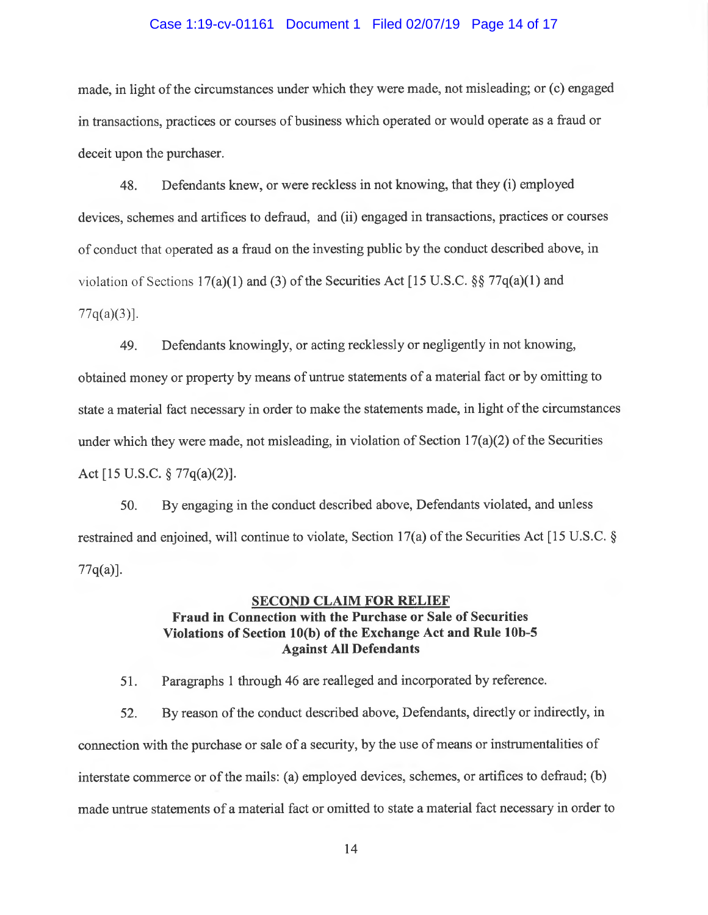made, in light of the circumstances under which they were made, not misleading; or (c) engaged in transactions, practices or courses of business which operated or would operate as a fraud or deceit upon the purchaser.

48. Defendants knew, or were reckless in not knowing, that they (i) employed devices, schemes and artifices to defraud, and (ii) engaged in transactions, practices or courses of conduct that operated as a fraud on the investing public by the conduct described above, in violation of Sections 17(a)(1) and (3) of the Securities Act [15 U.S.C. §§ 77q(a)(1) and 77q(a)(3)].

49. Defendants knowingly, or acting recklessly or negligently in not knowing, obtained money or property by means of untrue statements of a material fact or by omitting to state a material fact necessary in order to make the statements made, in light of the circumstances under which they were made, not misleading, in violation of Section 17(a)(2) of the Securities Act [15 U.S.C. § 77q(a)(2)].

50. By engaging in the conduct described above, Defendants violated, and unless restrained and enjoined, will continue to violate, Section 17(a) of the Securities Act [15 U.S.C. § 77q(a)].

## SECOND CLAIM FOR RELIEF

**Fraud in Connection with the Purchase or Sale of Securities**
**Violations of Section 10(b) of the Exchange Act and Rule 10b-5**
**Against All Defendants**

51. Paragraphs 1 through 46 are realleged and incorporated by reference.

52. By reason of the conduct described above, Defendants, directly or indirectly, in connection with the purchase or sale of a security, by the use of means or instrumentalities of interstate commerce or of the mails: (a) employed devices, schemes, or artifices to defraud; (b) made untrue statements of a material fact or omitted to state a material fact necessary in order to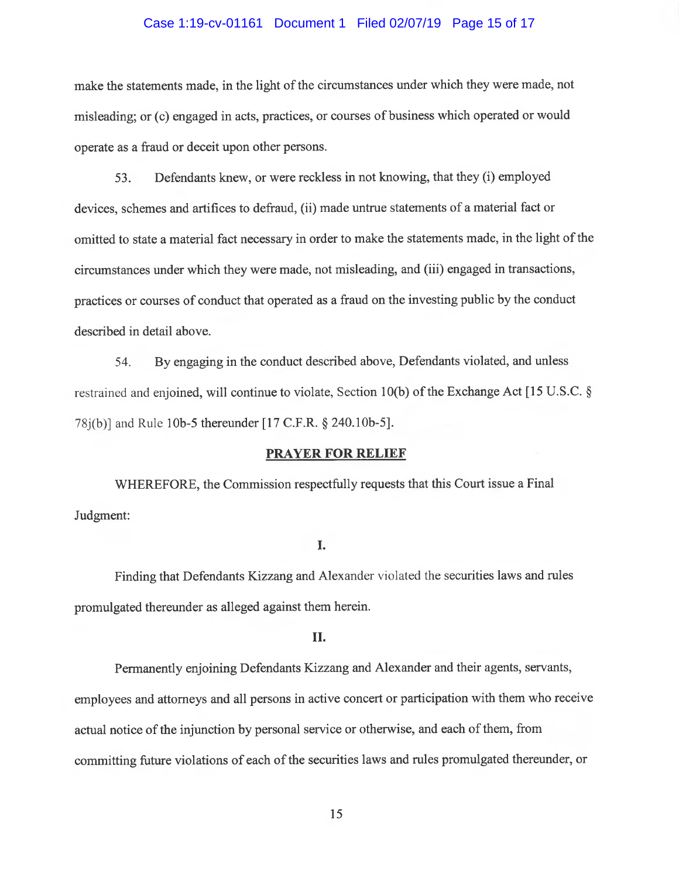make the statements made, in the light of the circumstances under which they were made, not misleading; or (c) engaged in acts, practices, or courses of business which operated or would operate as a fraud or deceit upon other persons.

53. Defendants knew, or were reckless in not knowing, that they (i) employed devices, schemes and artifices to defraud, (ii) made untrue statements of a material fact or omitted to state a material fact necessary in order to make the statements made, in the light of the circumstances under which they were made, not misleading, and (iii) engaged in transactions, practices or courses of conduct that operated as a fraud on the investing public by the conduct described in detail above.

54. By engaging in the conduct described above, Defendants violated, and unless restrained and enjoined, will continue to violate, Section 10(b) of the Exchange Act [15 U.S.C. § 78j(b)] and Rule 10b-5 thereunder [17 C.F.R. § 240.10b-5].

## PRAYER FOR RELIEF

WHEREFORE, the Commission respectfully requests that this Court issue a Final Judgment:

### I.

Finding that Defendants Kizzang and Alexander violated the securities laws and rules promulgated thereunder as alleged against them herein.

### II.

Permanently enjoining Defendants Kizzang and Alexander and their agents, servants, employees and attorneys and all persons in active concert or participation with them who receive actual notice of the injunction by personal service or otherwise, and each of them, from committing future violations of each of the securities laws and rules promulgated thereunder, or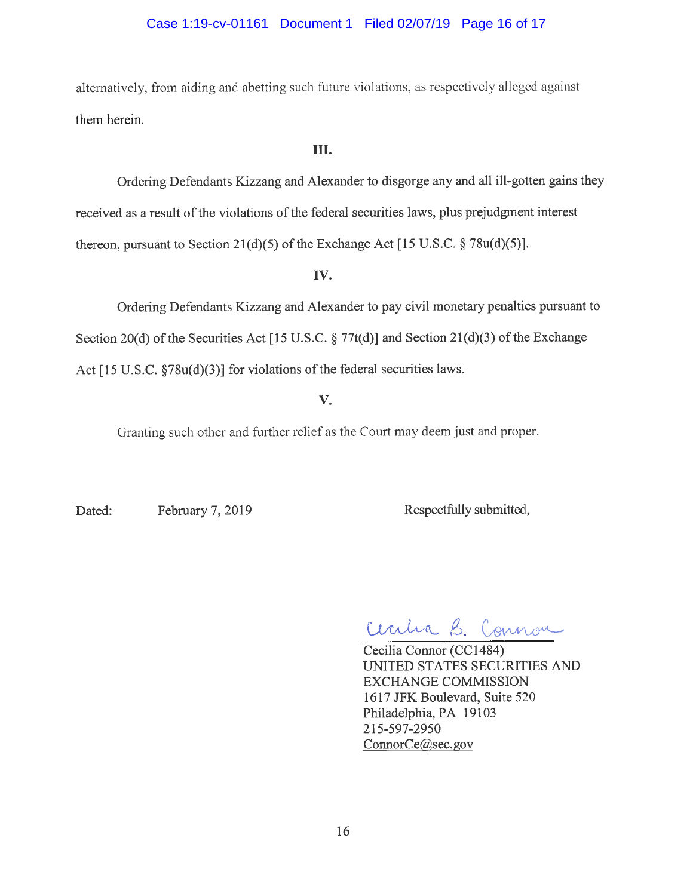alternatively, from aiding and abetting such future violations, as respectively alleged against them herein.

**III.**

Ordering Defendants Kizzang and Alexander to disgorge any and all ill-gotten gains they received as a result of the violations of the federal securities laws, plus prejudgment interest thereon, pursuant to Section 21(d)(5) of the Exchange Act [15 U.S.C. § 78u(d)(5)].

**IV.**

Ordering Defendants Kizzang and Alexander to pay civil monetary penalties pursuant to Section 20(d) of the Securities Act [15 U.S.C. § 77t(d)] and Section 21(d)(3) of the Exchange Act [15 U.S.C. §78u(d)(3)] for violations of the federal securities laws.

**V.**

Granting such other and further relief as the Court may deem just and proper.

Dated: February 7, 2019

Respectfully submitted,

Cecilia B. Connor

Cecilia Connor (CC1484)
UNITED STATES SECURITIES AND EXCHANGE COMMISSION
1617 JFK Boulevard, Suite 520
Philadelphia, PA 19103
215-597-2950
ConnorCe@sec.gov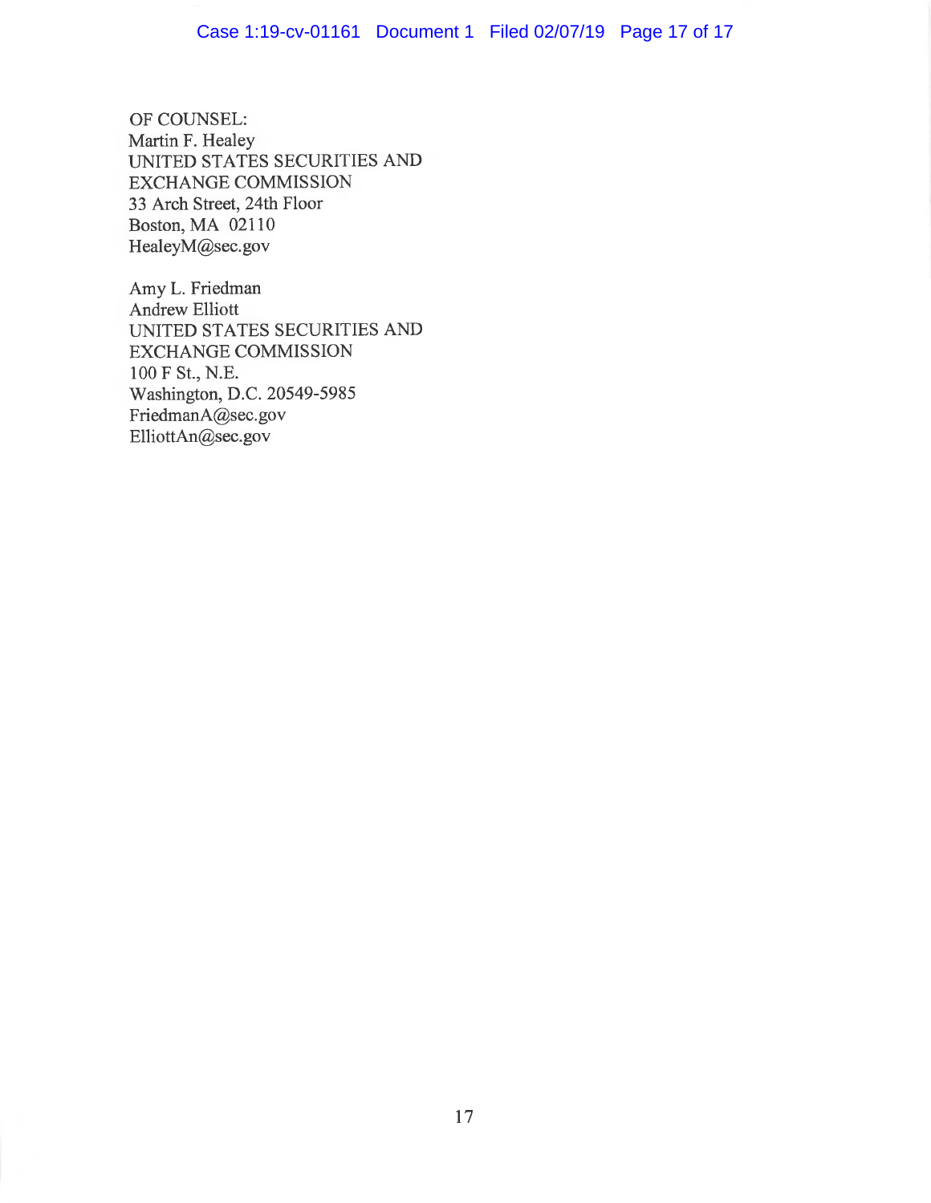OF COUNSEL:
Martin F. Healey
UNITED STATES SECURITIES AND
EXCHANGE COMMISSION
33 Arch Street, 24th Floor
Boston, MA 02110
HealeyM@sec.gov

Amy L. Friedman
Andrew Elliott
UNITED STATES SECURITIES AND
EXCHANGE COMMISSION
100 F St., N.E.
Washington, D.C. 20549-5985
FriedmanA@sec.gov
ElliottAn@sec.gov